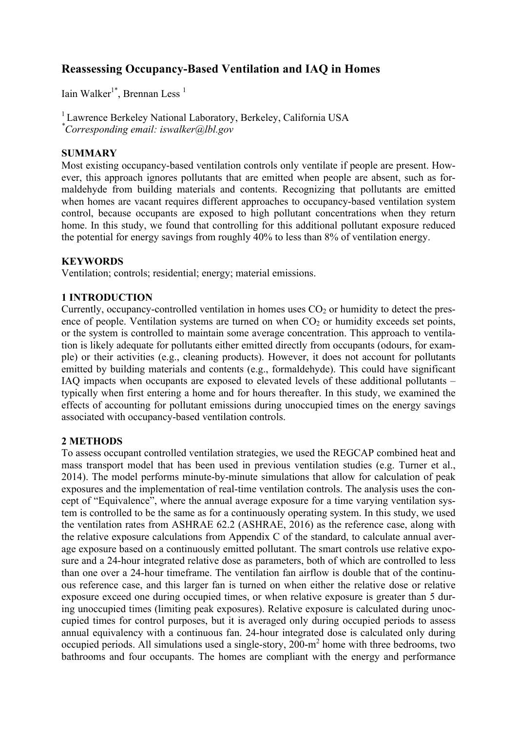# Reassessing Occupancy-Based Ventilation and IAQ in Homes

Iain Walker[1*], Brennan Less [1]

[1] Lawrence Berkeley National Laboratory, Berkeley, California USA
[*] *Corresponding email: iswalker@lbl.gov*

## SUMMARY

Most existing occupancy-based ventilation controls only ventilate if people are present. However, this approach ignores pollutants that are emitted when people are absent, such as formaldehyde from building materials and contents. Recognizing that pollutants are emitted when homes are vacant requires different approaches to occupancy-based ventilation system control, because occupants are exposed to high pollutant concentrations when they return home. In this study, we found that controlling for this additional pollutant exposure reduced the potential for energy savings from roughly 40% to less than 8% of ventilation energy.

## KEYWORDS

Ventilation; controls; residential; energy; material emissions.

## 1 INTRODUCTION

Currently, occupancy-controlled ventilation in homes uses $CO_2$ or humidity to detect the presence of people. Ventilation systems are turned on when $CO_2$ or humidity exceeds set points, or the system is controlled to maintain some average concentration. This approach to ventilation is likely adequate for pollutants either emitted directly from occupants (odours, for example) or their activities (e.g., cleaning products). However, it does not account for pollutants emitted by building materials and contents (e.g., formaldehyde). This could have significant IAQ impacts when occupants are exposed to elevated levels of these additional pollutants – typically when first entering a home and for hours thereafter. In this study, we examined the effects of accounting for pollutant emissions during unoccupied times on the energy savings associated with occupancy-based ventilation controls.

## 2 METHODS

To assess occupant controlled ventilation strategies, we used the REGCAP combined heat and mass transport model that has been used in previous ventilation studies (e.g. Turner et al., 2014). The model performs minute-by-minute simulations that allow for calculation of peak exposures and the implementation of real-time ventilation controls. The analysis uses the concept of "Equivalence", where the annual average exposure for a time varying ventilation system is controlled to be the same as for a continuously operating system. In this study, we used the ventilation rates from ASHRAE 62.2 (ASHRAE, 2016) as the reference case, along with the relative exposure calculations from Appendix C of the standard, to calculate annual average exposure based on a continuously emitted pollutant. The smart controls use relative exposure and a 24-hour integrated relative dose as parameters, both of which are controlled to less than one over a 24-hour timeframe. The ventilation fan airflow is double that of the continuous reference case, and this larger fan is turned on when either the relative dose or relative exposure exceed one during occupied times, or when relative exposure is greater than 5 during unoccupied times (limiting peak exposures). Relative exposure is calculated during unoccupied times for control purposes, but it is averaged only during occupied periods to assess annual equivalency with a continuous fan. 24-hour integrated dose is calculated only during occupied periods. All simulations used a single-story, 200-m$^2$ home with three bedrooms, two bathrooms and four occupants. The homes are compliant with the energy and performance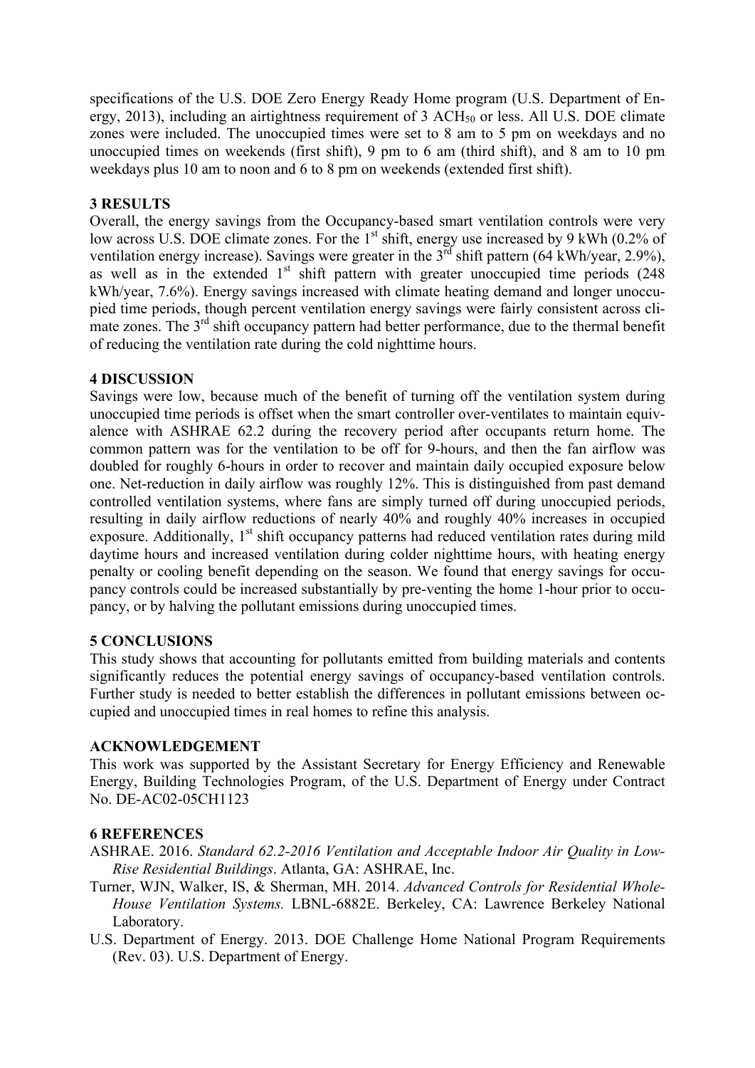specifications of the U.S. DOE Zero Energy Ready Home program (U.S. Department of Energy, 2013), including an airtightness requirement of 3 $ACH_{50}$ or less. All U.S. DOE climate zones were included. The unoccupied times were set to 8 am to 5 pm on weekdays and no unoccupied times on weekends (first shift), 9 pm to 6 am (third shift), and 8 am to 10 pm weekdays plus 10 am to noon and 6 to 8 pm on weekends (extended first shift).

## 3 RESULTS

Overall, the energy savings from the Occupancy-based smart ventilation controls were very low across U.S. DOE climate zones. For the 1st shift, energy use increased by 9 kWh (0.2% of ventilation energy increase). Savings were greater in the 3rd shift pattern (64 kWh/year, 2.9%), as well as in the extended 1st shift pattern with greater unoccupied time periods (248 kWh/year, 7.6%). Energy savings increased with climate heating demand and longer unoccupied time periods, though percent ventilation energy savings were fairly consistent across climate zones. The 3rd shift occupancy pattern had better performance, due to the thermal benefit of reducing the ventilation rate during the cold nighttime hours.

## 4 DISCUSSION

Savings were low, because much of the benefit of turning off the ventilation system during unoccupied time periods is offset when the smart controller over-ventilates to maintain equivalence with ASHRAE 62.2 during the recovery period after occupants return home. The common pattern was for the ventilation to be off for 9-hours, and then the fan airflow was doubled for roughly 6-hours in order to recover and maintain daily occupied exposure below one. Net-reduction in daily airflow was roughly 12%. This is distinguished from past demand controlled ventilation systems, where fans are simply turned off during unoccupied periods, resulting in daily airflow reductions of nearly 40% and roughly 40% increases in occupied exposure. Additionally, 1st shift occupancy patterns had reduced ventilation rates during mild daytime hours and increased ventilation during colder nighttime hours, with heating energy penalty or cooling benefit depending on the season. We found that energy savings for occupancy controls could be increased substantially by pre-venting the home 1-hour prior to occupancy, or by halving the pollutant emissions during unoccupied times.

## 5 CONCLUSIONS

This study shows that accounting for pollutants emitted from building materials and contents significantly reduces the potential energy savings of occupancy-based ventilation controls. Further study is needed to better establish the differences in pollutant emissions between occupied and unoccupied times in real homes to refine this analysis.

## ACKNOWLEDGEMENT

This work was supported by the Assistant Secretary for Energy Efficiency and Renewable Energy, Building Technologies Program, of the U.S. Department of Energy under Contract No. DE-AC02-05CH1123

## 6 REFERENCES

ASHRAE. 2016. *Standard 62.2-2016 Ventilation and Acceptable Indoor Air Quality in Low-Rise Residential Buildings*. Atlanta, GA: ASHRAE, Inc.

Turner, WJN, Walker, IS, & Sherman, MH. 2014. *Advanced Controls for Residential Whole-House Ventilation Systems.* LBNL-6882E. Berkeley, CA: Lawrence Berkeley National Laboratory.

U.S. Department of Energy. 2013. DOE Challenge Home National Program Requirements (Rev. 03). U.S. Department of Energy.